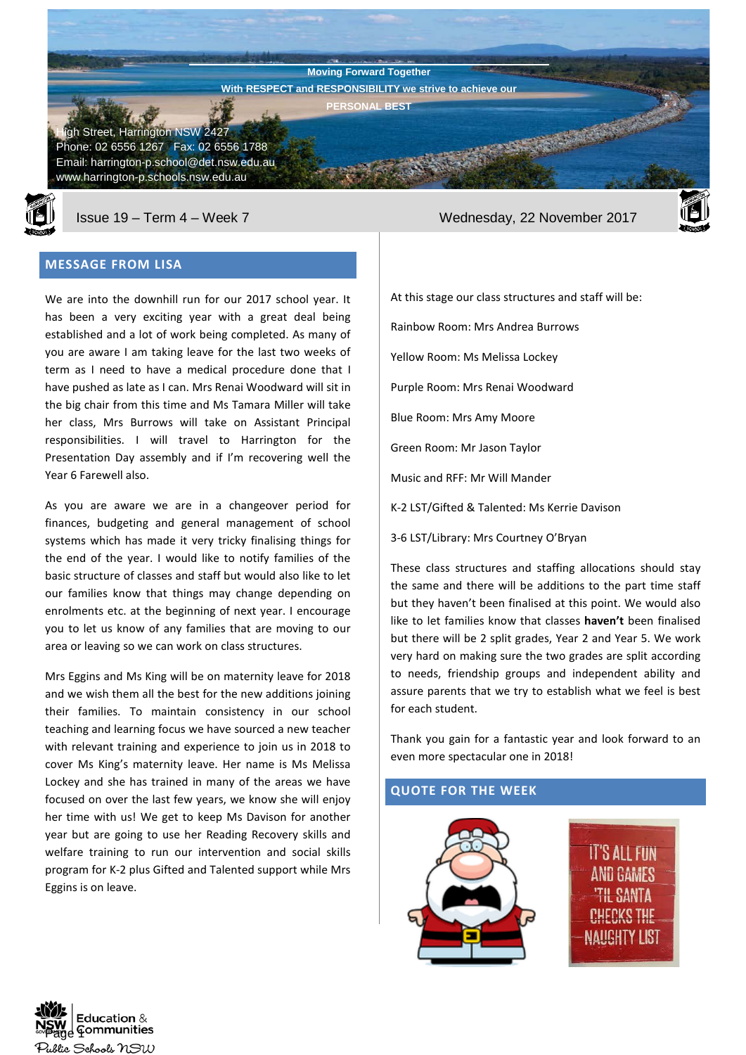Moving Forward Together

With RESPECT and RESPONSIBILITY we strive to achieve our PERSONAL BEST

High Street, Harrington NSW 2427
Phone: 02 6556 1267 Fax: 02 6556 1788
Email: harrington-p.school@det.nsw.edu.au
www.harrington-p.schools.nsw.edu.au

Issue 19 – Term 4 – Week 7

Wednesday, 22 November 2017

## MESSAGE FROM LISA

We are into the downhill run for our 2017 school year. It has been a very exciting year with a great deal being established and a lot of work being completed. As many of you are aware I am taking leave for the last two weeks of term as I need to have a medical procedure done that I have pushed as late as I can. Mrs Renai Woodward will sit in the big chair from this time and Ms Tamara Miller will take her class, Mrs Burrows will take on Assistant Principal responsibilities. I will travel to Harrington for the Presentation Day assembly and if I'm recovering well the Year 6 Farewell also.

As you are aware we are in a changeover period for finances, budgeting and general management of school systems which has made it very tricky finalising things for the end of the year. I would like to notify families of the basic structure of classes and staff but would also like to let our families know that things may change depending on enrolments etc. at the beginning of next year. I encourage you to let us know of any families that are moving to our area or leaving so we can work on class structures.

Mrs Eggins and Ms King will be on maternity leave for 2018 and we wish them all the best for the new additions joining their families. To maintain consistency in our school teaching and learning focus we have sourced a new teacher with relevant training and experience to join us in 2018 to cover Ms King's maternity leave. Her name is Ms Melissa Lockey and she has trained in many of the areas we have focused on over the last few years, we know she will enjoy her time with us! We get to keep Ms Davison for another year but are going to use her Reading Recovery skills and welfare training to run our intervention and social skills program for K-2 plus Gifted and Talented support while Mrs Eggins is on leave.

At this stage our class structures and staff will be:

Rainbow Room: Mrs Andrea Burrows

Yellow Room: Ms Melissa Lockey

Purple Room: Mrs Renai Woodward

Blue Room: Mrs Amy Moore

Green Room: Mr Jason Taylor

Music and RFF: Mr Will Mander

K-2 LST/Gifted & Talented: Ms Kerrie Davison

3-6 LST/Library: Mrs Courtney O'Bryan

These class structures and staffing allocations should stay the same and there will be additions to the part time staff but they haven't been finalised at this point. We would also like to let families know that classes **haven't** been finalised but there will be 2 split grades, Year 2 and Year 5. We work very hard on making sure the two grades are split according to needs, friendship groups and independent ability and assure parents that we try to establish what we feel is best for each student.

Thank you gain for a fantastic year and look forward to an even more spectacular one in 2018!

## QUOTE FOR THE WEEK

IT'S ALL FUN AND GAMES 'TIL SANTA CHECKS THE NAUGHTY LIST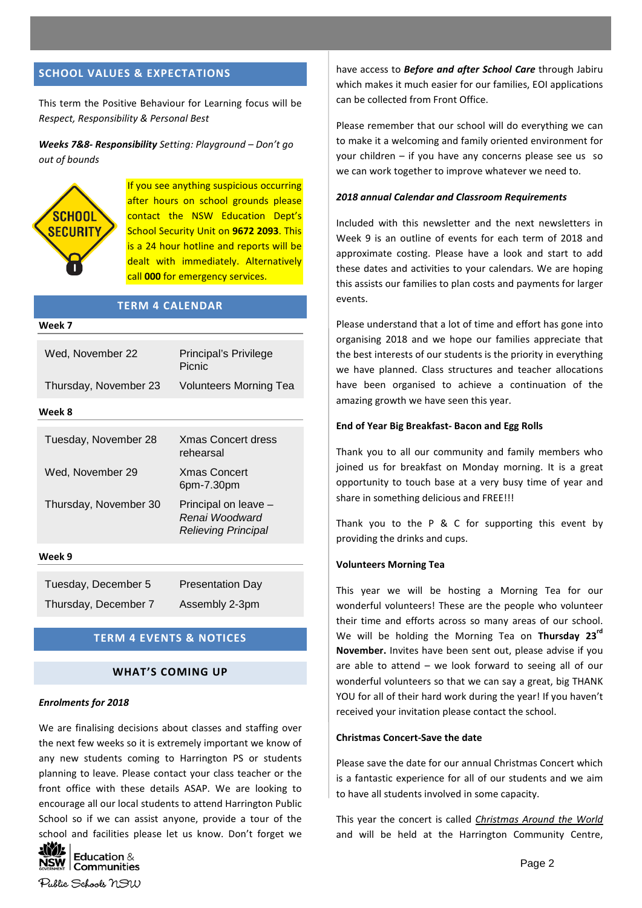## SCHOOL VALUES & EXPECTATIONS

This term the Positive Behaviour for Learning focus will be *Respect, Responsibility & Personal Best*

***Weeks 7&8- Responsibility*** *Setting: Playground – Don't go out of bounds*

If you see anything suspicious occurring after hours on school grounds please contact the NSW Education Dept's School Security Unit on **9672 2093**. This is a 24 hour hotline and reports will be dealt with immediately. Alternatively call **000** for emergency services.

## TERM 4 CALENDAR

**Week 7**

| | |
|---|---|
| Wed, November 22 | Principal's Privilege Picnic |
| Thursday, November 23 | Volunteers Morning Tea |

**Week 8**

| | |
|---|---|
| Tuesday, November 28 | Xmas Concert dress rehearsal |
| Wed, November 29 | Xmas Concert 6pm-7.30pm |
| Thursday, November 30 | Principal on leave – *Renai Woodward Relieving Principal* |

**Week 9**

| | |
|---|---|
| Tuesday, December 5 | Presentation Day |
| Thursday, December 7 | Assembly 2-3pm |

## TERM 4 EVENTS & NOTICES

### WHAT'S COMING UP

***Enrolments for 2018***

We are finalising decisions about classes and staffing over the next few weeks so it is extremely important we know of any new students coming to Harrington PS or students planning to leave. Please contact your class teacher or the front office with these details ASAP. We are looking to encourage all our local students to attend Harrington Public School so if we can assist anyone, provide a tour of the school and facilities please let us know. Don't forget we have access to ***Before and after School Care*** through Jabiru which makes it much easier for our families, EOI applications can be collected from Front Office.

Please remember that our school will do everything we can to make it a welcoming and family oriented environment for your children – if you have any concerns please see us so we can work together to improve whatever we need to.

***2018 annual Calendar and Classroom Requirements***

Included with this newsletter and the next newsletters in Week 9 is an outline of events for each term of 2018 and approximate costing. Please have a look and start to add these dates and activities to your calendars. We are hoping this assists our families to plan costs and payments for larger events.

Please understand that a lot of time and effort has gone into organising 2018 and we hope our families appreciate that the best interests of our students is the priority in everything we have planned. Class structures and teacher allocations have been organised to achieve a continuation of the amazing growth we have seen this year.

**End of Year Big Breakfast- Bacon and Egg Rolls**

Thank you to all our community and family members who joined us for breakfast on Monday morning. It is a great opportunity to touch base at a very busy time of year and share in something delicious and FREE!!!

Thank you to the P & C for supporting this event by providing the drinks and cups.

**Volunteers Morning Tea**

This year we will be hosting a Morning Tea for our wonderful volunteers! These are the people who volunteer their time and efforts across so many areas of our school. We will be holding the Morning Tea on **Thursday 23rd November.** Invites have been sent out, please advise if you are able to attend – we look forward to seeing all of our wonderful volunteers so that we can say a great, big THANK YOU for all of their hard work during the year! If you haven't received your invitation please contact the school.

**Christmas Concert-Save the date**

Please save the date for our annual Christmas Concert which is a fantastic experience for all of our students and we aim to have all students involved in some capacity.

This year the concert is called *Christmas Around the World* and will be held at the Harrington Community Centre,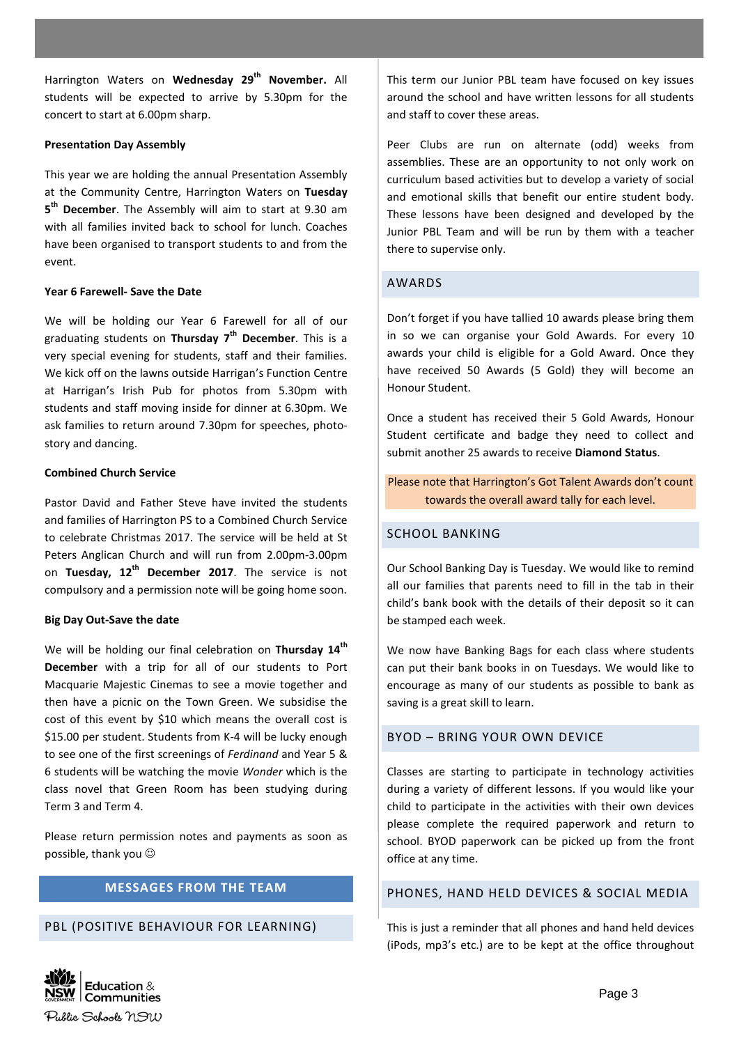Harrington Waters on **Wednesday 29th November.** All students will be expected to arrive by 5.30pm for the concert to start at 6.00pm sharp.

**Presentation Day Assembly**

This year we are holding the annual Presentation Assembly at the Community Centre, Harrington Waters on **Tuesday 5th December**. The Assembly will aim to start at 9.30 am with all families invited back to school for lunch. Coaches have been organised to transport students to and from the event.

**Year 6 Farewell- Save the Date**

We will be holding our Year 6 Farewell for all of our graduating students on **Thursday 7th December**. This is a very special evening for students, staff and their families. We kick off on the lawns outside Harrigan's Function Centre at Harrigan's Irish Pub for photos from 5.30pm with students and staff moving inside for dinner at 6.30pm. We ask families to return around 7.30pm for speeches, photo-story and dancing.

**Combined Church Service**

Pastor David and Father Steve have invited the students and families of Harrington PS to a Combined Church Service to celebrate Christmas 2017. The service will be held at St Peters Anglican Church and will run from 2.00pm-3.00pm on **Tuesday, 12th December 2017**. The service is not compulsory and a permission note will be going home soon.

**Big Day Out-Save the date**

We will be holding our final celebration on **Thursday 14th December** with a trip for all of our students to Port Macquarie Majestic Cinemas to see a movie together and then have a picnic on the Town Green. We subsidise the cost of this event by $10 which means the overall cost is $15.00 per student. Students from K-4 will be lucky enough to see one of the first screenings of *Ferdinand* and Year 5 & 6 students will be watching the movie *Wonder* which is the class novel that Green Room has been studying during Term 3 and Term 4.

Please return permission notes and payments as soon as possible, thank you ☺

## MESSAGES FROM THE TEAM

### PBL (POSITIVE BEHAVIOUR FOR LEARNING)

This term our Junior PBL team have focused on key issues around the school and have written lessons for all students and staff to cover these areas.

Peer Clubs are run on alternate (odd) weeks from assemblies. These are an opportunity to not only work on curriculum based activities but to develop a variety of social and emotional skills that benefit our entire student body. These lessons have been designed and developed by the Junior PBL Team and will be run by them with a teacher there to supervise only.

### AWARDS

Don't forget if you have tallied 10 awards please bring them in so we can organise your Gold Awards. For every 10 awards your child is eligible for a Gold Award. Once they have received 50 Awards (5 Gold) they will become an Honour Student.

Once a student has received their 5 Gold Awards, Honour Student certificate and badge they need to collect and submit another 25 awards to receive **Diamond Status**.

Please note that Harrington's Got Talent Awards don't count towards the overall award tally for each level.

### SCHOOL BANKING

Our School Banking Day is Tuesday. We would like to remind all our families that parents need to fill in the tab in their child's bank book with the details of their deposit so it can be stamped each week.

We now have Banking Bags for each class where students can put their bank books in on Tuesdays. We would like to encourage as many of our students as possible to bank as saving is a great skill to learn.

### BYOD – BRING YOUR OWN DEVICE

Classes are starting to participate in technology activities during a variety of different lessons. If you would like your child to participate in the activities with their own devices please complete the required paperwork and return to school. BYOD paperwork can be picked up from the front office at any time.

### PHONES, HAND HELD DEVICES & SOCIAL MEDIA

This is just a reminder that all phones and hand held devices (iPods, mp3's etc.) are to be kept at the office throughout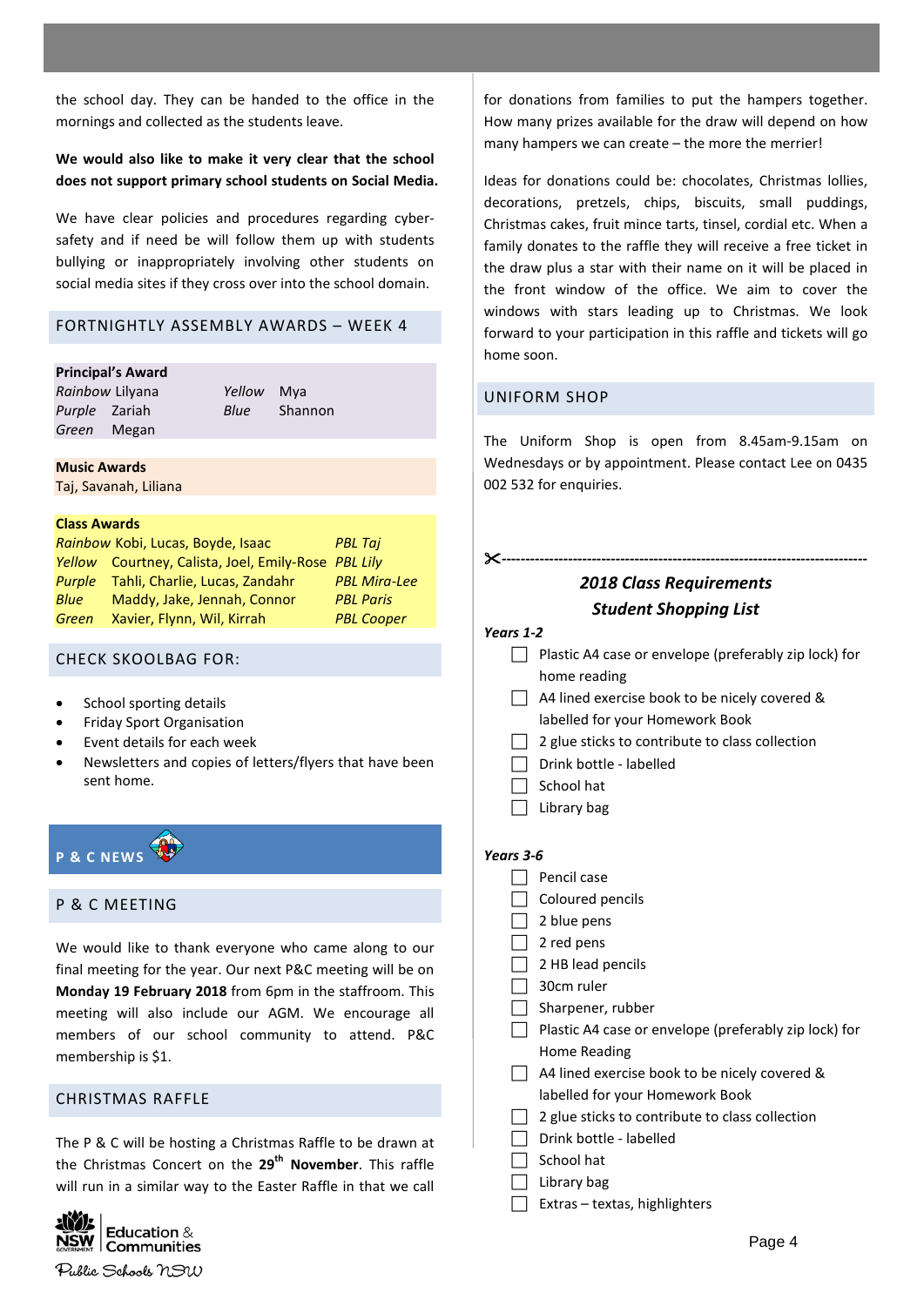the school day. They can be handed to the office in the mornings and collected as the students leave.

**We would also like to make it very clear that the school does not support primary school students on Social Media.**

We have clear policies and procedures regarding cyber-safety and if need be will follow them up with students bullying or inappropriately involving other students on social media sites if they cross over into the school domain.

## FORTNIGHTLY ASSEMBLY AWARDS – WEEK 4

**Principal's Award**

| | | | |
|---|---|---|---|
| *Rainbow* | Lilyana | *Yellow* | Mya |
| *Purple* | Zariah | *Blue* | Shannon |
| *Green* | Megan | | |

**Music Awards**

Taj, Savanah, Liliana

**Class Awards**

| | | |
|---|---|---|
| *Rainbow* | Kobi, Lucas, Boyde, Isaac | *PBL Taj* |
| *Yellow* | Courtney, Calista, Joel, Emily-Rose | *PBL Lily* |
| *Purple* | Tahli, Charlie, Lucas, Zandahr | *PBL Mira-Lee* |
| *Blue* | Maddy, Jake, Jennah, Connor | *PBL Paris* |
| *Green* | Xavier, Flynn, Wil, Kirrah | *PBL Cooper* |

## CHECK SKOOLBAG FOR:

- School sporting details
- Friday Sport Organisation
- Event details for each week
- Newsletters and copies of letters/flyers that have been sent home.

# P & C NEWS

## P & C MEETING

We would like to thank everyone who came along to our final meeting for the year. Our next P&C meeting will be on **Monday 19 February 2018** from 6pm in the staffroom. This meeting will also include our AGM. We encourage all members of our school community to attend. P&C membership is $1.

## CHRISTMAS RAFFLE

The P & C will be hosting a Christmas Raffle to be drawn at the Christmas Concert on the **29th November**. This raffle will run in a similar way to the Easter Raffle in that we call for donations from families to put the hampers together. How many prizes available for the draw will depend on how many hampers we can create – the more the merrier!

Ideas for donations could be: chocolates, Christmas lollies, decorations, pretzels, chips, biscuits, small puddings, Christmas cakes, fruit mince tarts, tinsel, cordial etc. When a family donates to the raffle they will receive a free ticket in the draw plus a star with their name on it will be placed in the front window of the office. We aim to cover the windows with stars leading up to Christmas. We look forward to your participation in this raffle and tickets will go home soon.

## UNIFORM SHOP

The Uniform Shop is open from 8.45am-9.15am on Wednesdays or by appointment. Please contact Lee on 0435 002 532 for enquiries.

✂------------------------------------------------------------------------------

### *2018 Class Requirements*
### *Student Shopping List*

***Years 1-2***

- ☐ Plastic A4 case or envelope (preferably zip lock) for home reading
- ☐ A4 lined exercise book to be nicely covered & labelled for your Homework Book
- ☐ 2 glue sticks to contribute to class collection
- ☐ Drink bottle - labelled
- ☐ School hat
- ☐ Library bag

***Years 3-6***

- ☐ Pencil case
- ☐ Coloured pencils
- ☐ 2 blue pens
- ☐ 2 red pens
- ☐ 2 HB lead pencils
- ☐ 30cm ruler
- ☐ Sharpener, rubber
- ☐ Plastic A4 case or envelope (preferably zip lock) for Home Reading
- ☐ A4 lined exercise book to be nicely covered & labelled for your Homework Book
- ☐ 2 glue sticks to contribute to class collection
- ☐ Drink bottle - labelled
- ☐ School hat
- ☐ Library bag
- ☐ Extras – textas, highlighters

NSW Education & Communities

Public Schools NSW